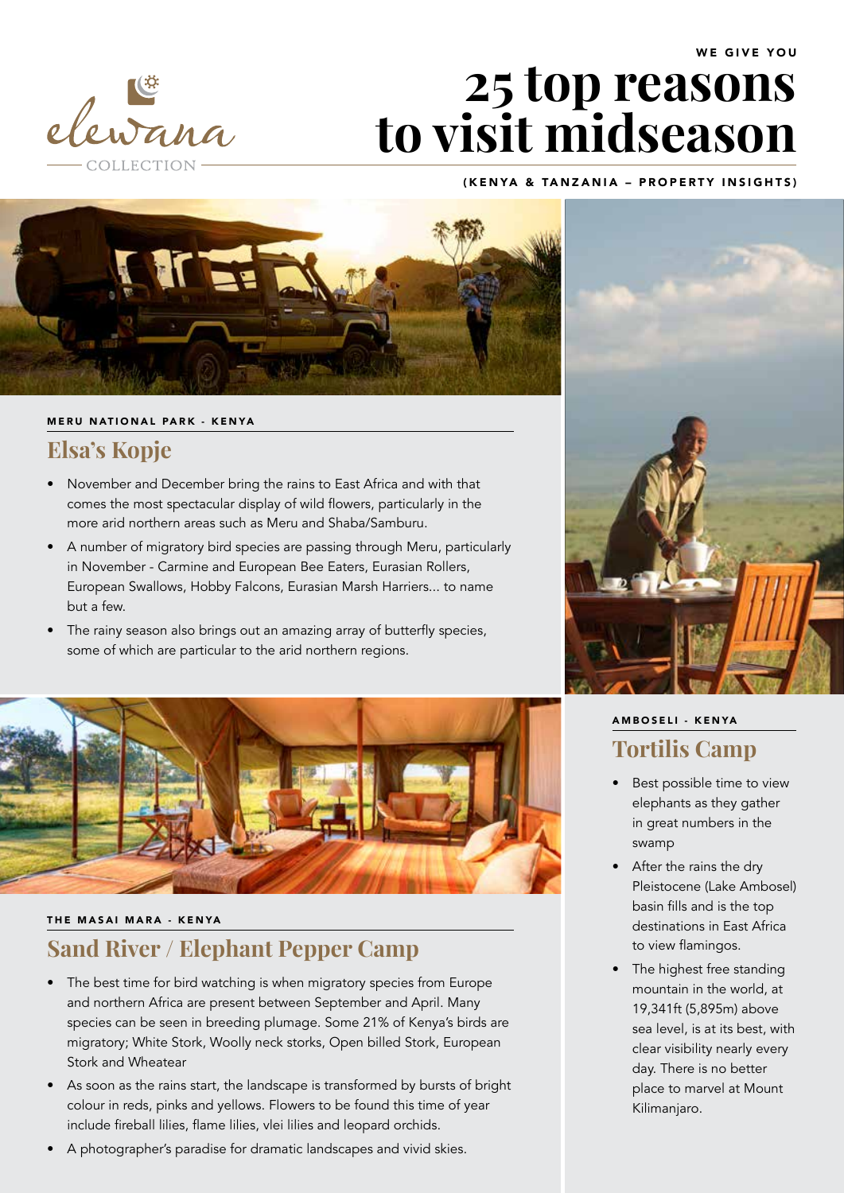elewana COLLECTION

WE GIVE YOU

# 25 top reasons to visit midseason

(KENYA & TANZANIA – PROPERTY INSIGHTS)

MERU NATIONAL PARK - KENYA

## Elsa's Kopje

- November and December bring the rains to East Africa and with that comes the most spectacular display of wild flowers, particularly in the more arid northern areas such as Meru and Shaba/Samburu.
- A number of migratory bird species are passing through Meru, particularly in November - Carmine and European Bee Eaters, Eurasian Rollers, European Swallows, Hobby Falcons, Eurasian Marsh Harriers... to name but a few.
- The rainy season also brings out an amazing array of butterfly species, some of which are particular to the arid northern regions.

THE MASAI MARA - KENYA

## Sand River / Elephant Pepper Camp

- The best time for bird watching is when migratory species from Europe and northern Africa are present between September and April. Many species can be seen in breeding plumage. Some 21% of Kenya's birds are migratory; White Stork, Woolly neck storks, Open billed Stork, European Stork and Wheatear
- As soon as the rains start, the landscape is transformed by bursts of bright colour in reds, pinks and yellows. Flowers to be found this time of year include fireball lilies, flame lilies, vlei lilies and leopard orchids.
- A photographer's paradise for dramatic landscapes and vivid skies.

AMBOSELI - KENYA

## Tortilis Camp

- Best possible time to view elephants as they gather in great numbers in the swamp
- After the rains the dry Pleistocene (Lake Ambosel) basin fills and is the top destinations in East Africa to view flamingos.
- The highest free standing mountain in the world, at 19,341ft (5,895m) above sea level, is at its best, with clear visibility nearly every day. There is no better place to marvel at Mount Kilimanjaro.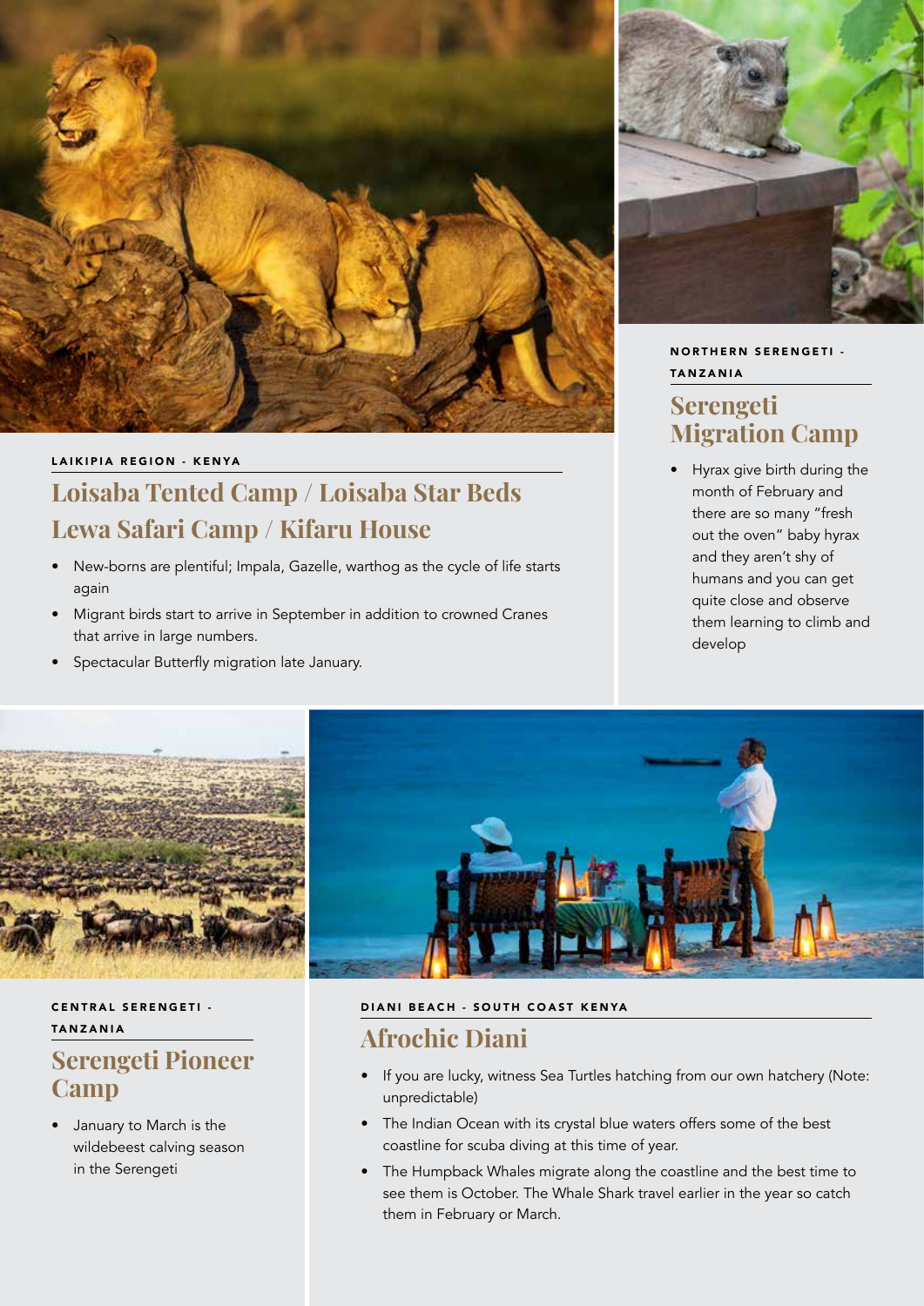LAIKIPIA REGION - KENYA

## Loisaba Tented Camp / Loisaba Star Beds Lewa Safari Camp / Kifaru House

- New-borns are plentiful; Impala, Gazelle, warthog as the cycle of life starts again
- Migrant birds start to arrive in September in addition to crowned Cranes that arrive in large numbers.
- Spectacular Butterfly migration late January.

NORTHERN SERENGETI - TANZANIA

## Serengeti Migration Camp

- Hyrax give birth during the month of February and there are so many "fresh out the oven" baby hyrax and they aren't shy of humans and you can get quite close and observe them learning to climb and develop

CENTRAL SERENGETI - TANZANIA

## Serengeti Pioneer Camp

- January to March is the wildebeest calving season in the Serengeti

DIANI BEACH - SOUTH COAST KENYA

## Afrochic Diani

- If you are lucky, witness Sea Turtles hatching from our own hatchery (Note: unpredictable)
- The Indian Ocean with its crystal blue waters offers some of the best coastline for scuba diving at this time of year.
- The Humpback Whales migrate along the coastline and the best time to see them is October. The Whale Shark travel earlier in the year so catch them in February or March.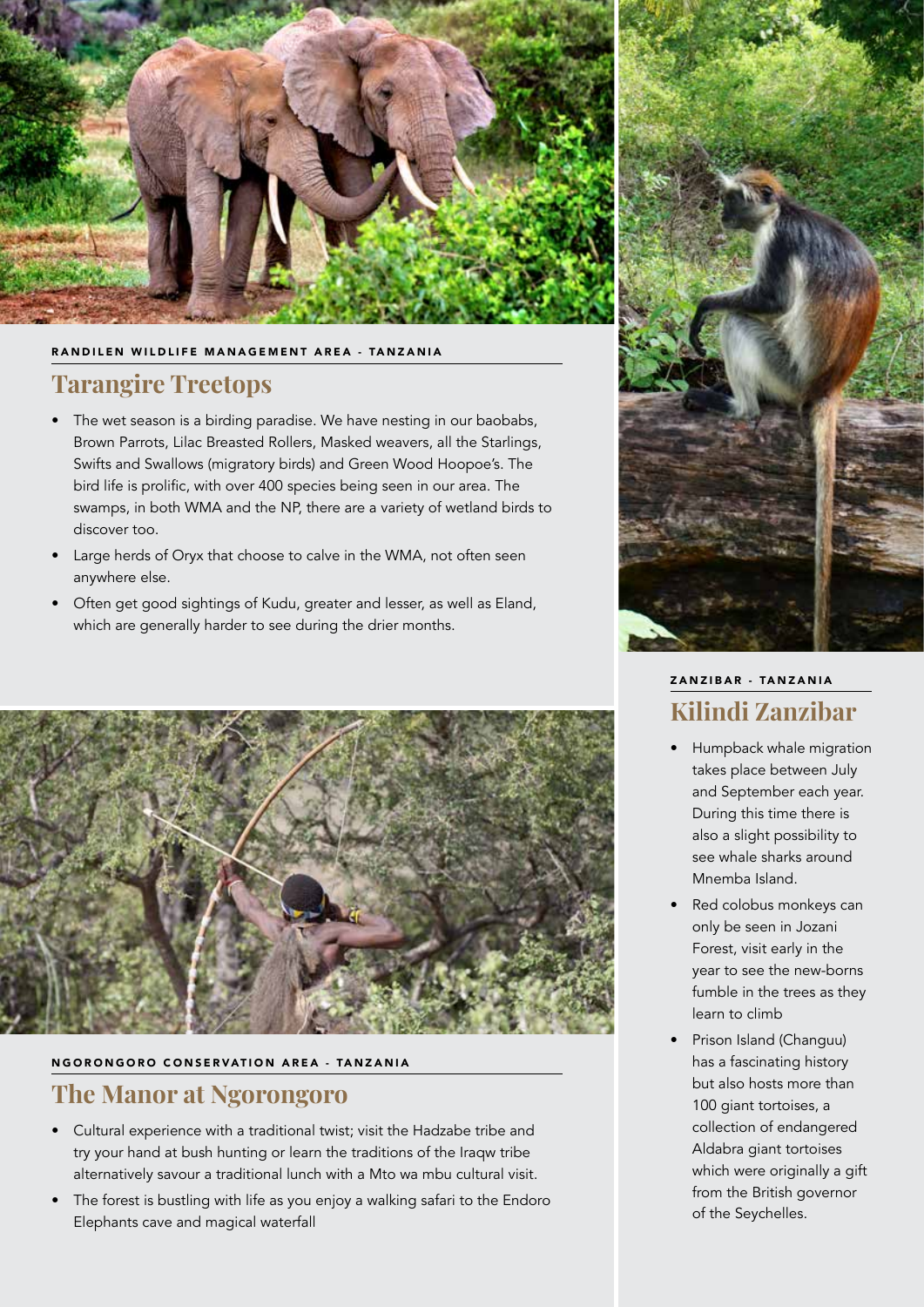RANDILEN WILDLIFE MANAGEMENT AREA - TANZANIA

## Tarangire Treetops

- The wet season is a birding paradise. We have nesting in our baobabs, Brown Parrots, Lilac Breasted Rollers, Masked weavers, all the Starlings, Swifts and Swallows (migratory birds) and Green Wood Hoopoe's. The bird life is prolific, with over 400 species being seen in our area. The swamps, in both WMA and the NP, there are a variety of wetland birds to discover too.
- Large herds of Oryx that choose to calve in the WMA, not often seen anywhere else.
- Often get good sightings of Kudu, greater and lesser, as well as Eland, which are generally harder to see during the drier months.

NGORONGORO CONSERVATION AREA - TANZANIA

## The Manor at Ngorongoro

- Cultural experience with a traditional twist; visit the Hadzabe tribe and try your hand at bush hunting or learn the traditions of the Iraqw tribe alternatively savour a traditional lunch with a Mto wa mbu cultural visit.
- The forest is bustling with life as you enjoy a walking safari to the Endoro Elephants cave and magical waterfall

ZANZIBAR - TANZANIA

## Kilindi Zanzibar

- Humpback whale migration takes place between July and September each year. During this time there is also a slight possibility to see whale sharks around Mnemba Island.
- Red colobus monkeys can only be seen in Jozani Forest, visit early in the year to see the new-borns fumble in the trees as they learn to climb
- Prison Island (Changuu) has a fascinating history but also hosts more than 100 giant tortoises, a collection of endangered Aldabra giant tortoises which were originally a gift from the British governor of the Seychelles.